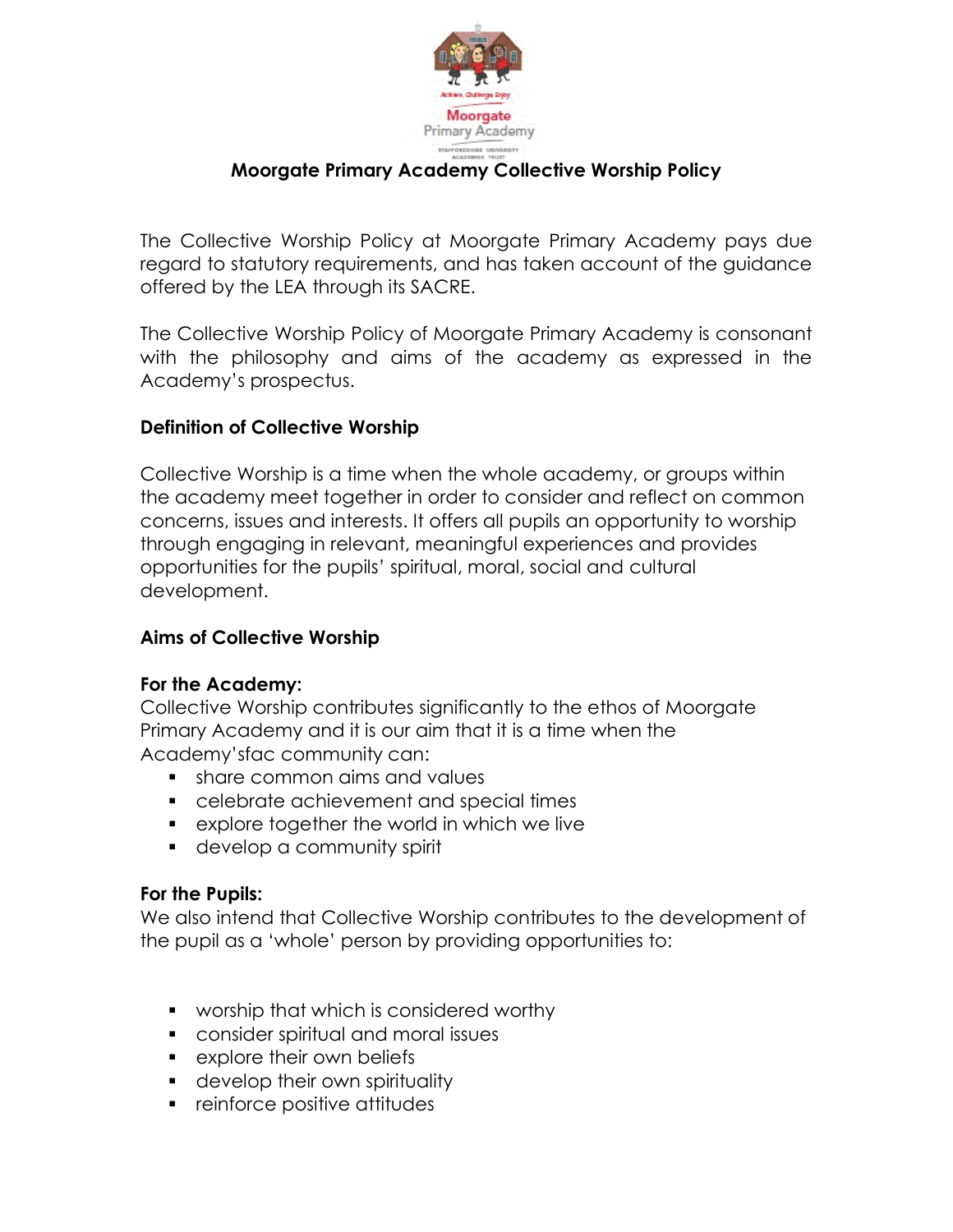# Moorgate Primary Academy Collective Worship Policy

The Collective Worship Policy at Moorgate Primary Academy pays due regard to statutory requirements, and has taken account of the guidance offered by the LEA through its SACRE.

The Collective Worship Policy of Moorgate Primary Academy is consonant with the philosophy and aims of the academy as expressed in the Academy's prospectus.

## Definition of Collective Worship

Collective Worship is a time when the whole academy, or groups within the academy meet together in order to consider and reflect on common concerns, issues and interests. It offers all pupils an opportunity to worship through engaging in relevant, meaningful experiences and provides opportunities for the pupils' spiritual, moral, social and cultural development.

## Aims of Collective Worship

### For the Academy:

Collective Worship contributes significantly to the ethos of Moorgate Primary Academy and it is our aim that it is a time when the Academy'sfac community can:

- share common aims and values
- celebrate achievement and special times
- explore together the world in which we live
- develop a community spirit

### For the Pupils:

We also intend that Collective Worship contributes to the development of the pupil as a 'whole' person by providing opportunities to:

- worship that which is considered worthy
- consider spiritual and moral issues
- explore their own beliefs
- develop their own spirituality
- reinforce positive attitudes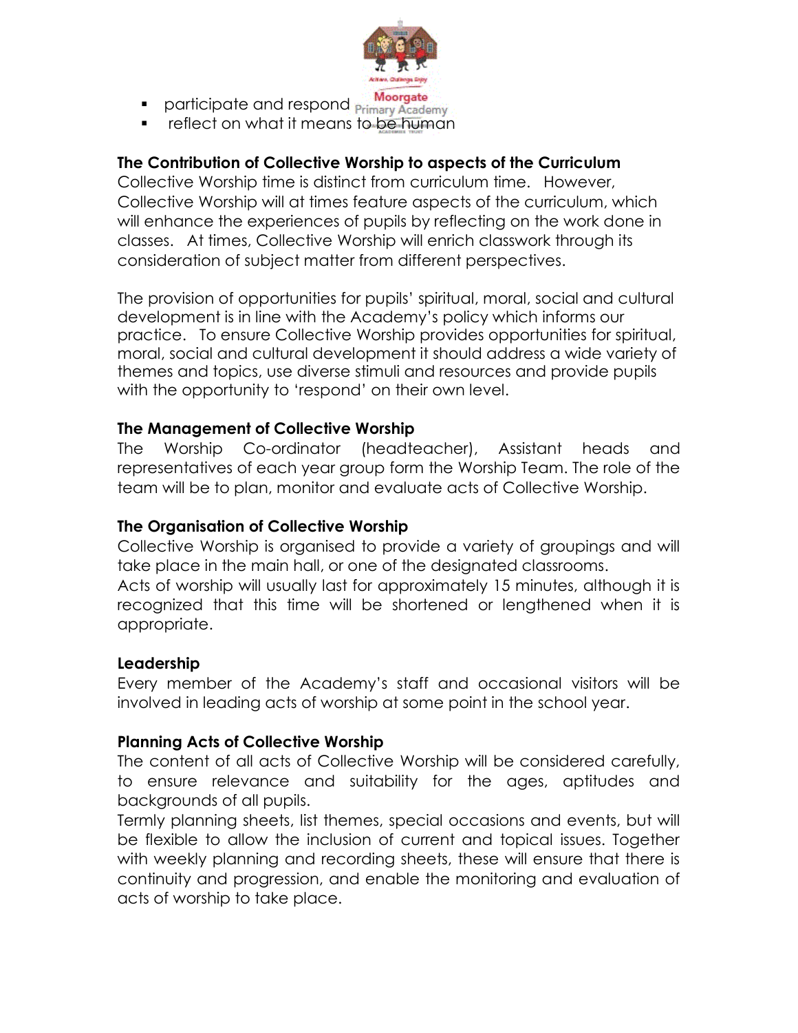- participate and respond
- reflect on what it means to be human

**The Contribution of Collective Worship to aspects of the Curriculum**

Collective Worship time is distinct from curriculum time. However, Collective Worship will at times feature aspects of the curriculum, which will enhance the experiences of pupils by reflecting on the work done in classes. At times, Collective Worship will enrich classwork through its consideration of subject matter from different perspectives.

The provision of opportunities for pupils' spiritual, moral, social and cultural development is in line with the Academy's policy which informs our practice. To ensure Collective Worship provides opportunities for spiritual, moral, social and cultural development it should address a wide variety of themes and topics, use diverse stimuli and resources and provide pupils with the opportunity to 'respond' on their own level.

**The Management of Collective Worship**

The Worship Co-ordinator (headteacher), Assistant heads and representatives of each year group form the Worship Team. The role of the team will be to plan, monitor and evaluate acts of Collective Worship.

**The Organisation of Collective Worship**

Collective Worship is organised to provide a variety of groupings and will take place in the main hall, or one of the designated classrooms.

Acts of worship will usually last for approximately 15 minutes, although it is recognized that this time will be shortened or lengthened when it is appropriate.

**Leadership**

Every member of the Academy's staff and occasional visitors will be involved in leading acts of worship at some point in the school year.

**Planning Acts of Collective Worship**

The content of all acts of Collective Worship will be considered carefully, to ensure relevance and suitability for the ages, aptitudes and backgrounds of all pupils.

Termly planning sheets, list themes, special occasions and events, but will be flexible to allow the inclusion of current and topical issues. Together with weekly planning and recording sheets, these will ensure that there is continuity and progression, and enable the monitoring and evaluation of acts of worship to take place.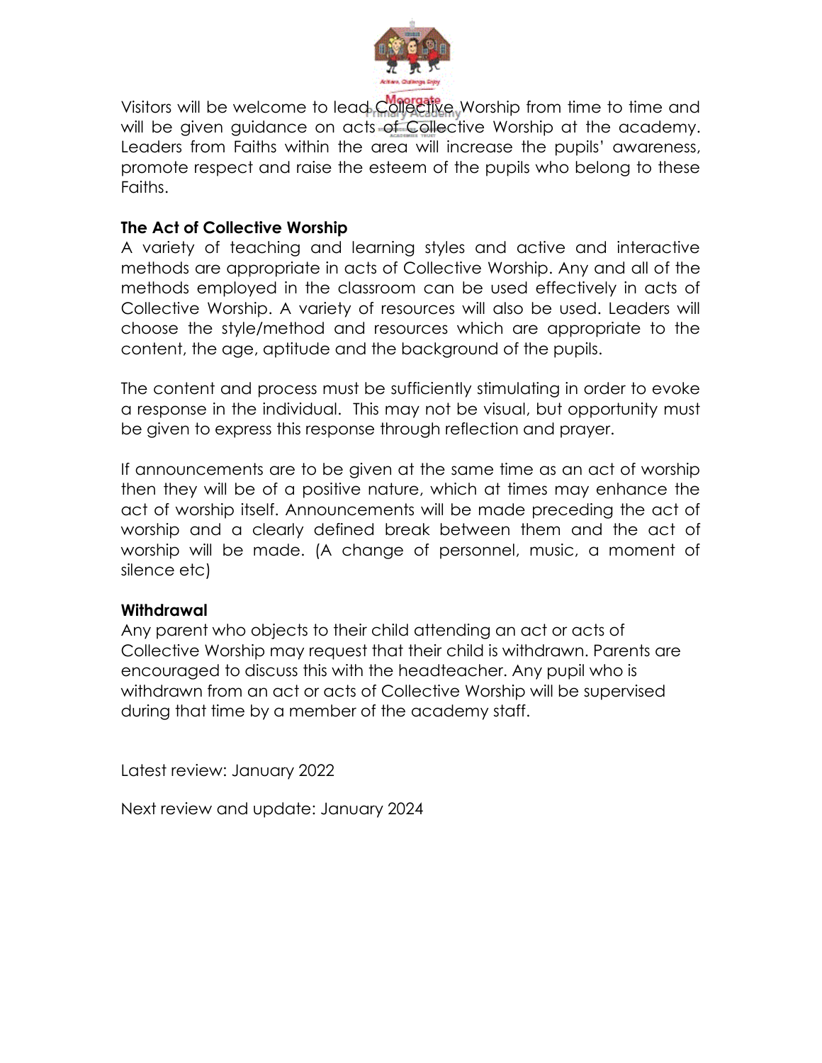Visitors will be welcome to lead Collective Worship from time to time and will be given guidance on acts of Collective Worship at the academy. Leaders from Faiths within the area will increase the pupils' awareness, promote respect and raise the esteem of the pupils who belong to these Faiths.

**The Act of Collective Worship**

A variety of teaching and learning styles and active and interactive methods are appropriate in acts of Collective Worship. Any and all of the methods employed in the classroom can be used effectively in acts of Collective Worship. A variety of resources will also be used. Leaders will choose the style/method and resources which are appropriate to the content, the age, aptitude and the background of the pupils.

The content and process must be sufficiently stimulating in order to evoke a response in the individual. This may not be visual, but opportunity must be given to express this response through reflection and prayer.

If announcements are to be given at the same time as an act of worship then they will be of a positive nature, which at times may enhance the act of worship itself. Announcements will be made preceding the act of worship and a clearly defined break between them and the act of worship will be made. (A change of personnel, music, a moment of silence etc)

**Withdrawal**

Any parent who objects to their child attending an act or acts of Collective Worship may request that their child is withdrawn. Parents are encouraged to discuss this with the headteacher. Any pupil who is withdrawn from an act or acts of Collective Worship will be supervised during that time by a member of the academy staff.

Latest review: January 2022

Next review and update: January 2024